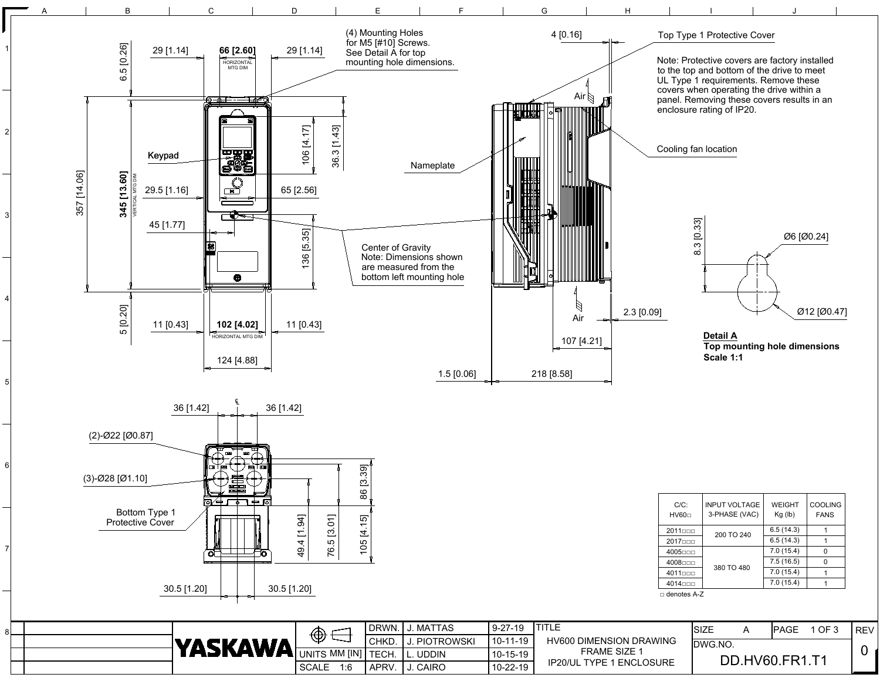(4) Mounting Holes for M5 [#10] Screws. See Detail A for top mounting hole dimensions.

Top Type 1 Protective Cover

Note: Protective covers are factory installed to the top and bottom of the drive to meet UL Type 1 requirements. Remove these covers when operating the drive within a panel. Removing these covers results in an enclosure rating of IP20.

Cooling fan location

Keypad

Nameplate

Center of Gravity
Note: Dimensions shown are measured from the bottom left mounting hole

29 [1.14] | 66 [2.60] HORIZONTAL MTG DIM | 29 [1.14]

6.5 [0.26]

357 [14.06]

345 [13.60] VERTICAL MTG DIM

106 [4.17]

36.3 [1.43]

29.5 [1.16]

65 [2.56]

45 [1.77]

136 [5.35]

5 [0.20]

11 [0.43] | 102 [4.02] HORIZONTAL MTG DIM | 11 [0.43]

124 [4.88]

4 [0.16]

Air

2.3 [0.09]

107 [4.21]

1.5 [0.06]

218 [8.58]

8.3 [0.33]

Ø6 [Ø0.24]

Ø12 [Ø0.47]

**Detail A**
**Top mounting hole dimensions**
**Scale 1:1**

36 [1.42] | ℄ | 36 [1.42]

(2)-Ø22 [Ø0.87]

(3)-Ø28 [Ø1.10]

Bottom Type 1 Protective Cover

49.4 [1.94]

76.5 [3.01]

86 [3.39]

105 [4.15]

30.5 [1.20] | 30.5 [1.20]

| C/C: HV60□ | INPUT VOLTAGE 3-PHASE (VAC) | WEIGHT Kg (lb) | COOLING FANS |
|---|---|---|---|
| 2011□□□ | 200 TO 240 | 6.5 (14.3) | 1 |
| 2017□□□ | | 6.5 (14.3) | 1 |
| 4005□□□ | 380 TO 480 | 7.0 (15.4) | 0 |
| 4008□□□ | | 7.5 (16.5) | 0 |
| 4011□□□ | | 7.0 (15.4) | 1 |
| 4014□□□ | | 7.0 (15.4) | 1 |

□ denotes A-Z

| YASKAWA | | DRWN. | J. MATTAS | 9-27-19 | TITLE | SIZE A | PAGE 1 OF 3 | REV |
|---|---|---|---|---|---|---|---|---|
| | | CHKD. | J. PIOTROWSKI | 10-11-19 | HV600 DIMENSION DRAWING FRAME SIZE 1 IP20/UL TYPE 1 ENCLOSURE | DWG.NO. | | 0 |
| | UNITS MM [IN] | TECH. | L. UDDIN | 10-15-19 | | DD.HV60.FR1.T1 | | |
| | SCALE 1:6 | APRV. | J. CAIRO | 10-22-19 | | | | |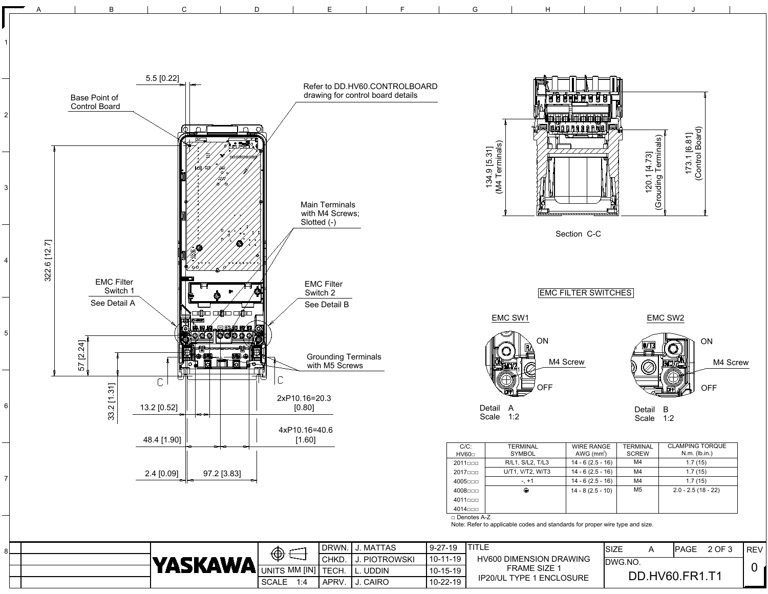Refer to DD.HV60.CONTROLBOARD drawing for control board details

Base Point of Control Board

5.5 [0.22]

322.6 [12.7]

Main Terminals with M4 Screws; Slotted (-)

EMC Filter Switch 1
See Detail A

EMC Filter Switch 2
See Detail B

Grounding Terminals with M5 Screws

57 [2.24]

33.2 [1.31]

13.2 [0.52]

2xP10.16=20.3 [0.80]

4xP10.16=40.6 [1.60]

48.4 [1.90]

2.4 [0.09]

97.2 [3.83]

134.9 [5.31] (M4 Terminals)

120.1 [4.73] (Grouding Terminals)

173.1 [6.81] (Control Board)

Section C-C

EMC FILTER SWITCHES

EMC SW1

ON

M4 Screw

OFF

Detail A
Scale 1:2

EMC SW2

ON

M4 Screw

OFF

Detail B
Scale 1:2

| C/C: HV60□ | TERMINAL SYMBOL | WIRE RANGE AWG ($mm^2$) | TERMINAL SCREW | CLAMPING TORQUE N.m. (lb.in.) |
|---|---|---|---|---|
| 2011□□□ | R/L1, S/L2, T/L3 | 14 - 6 (2.5 - 16) | M4 | 1.7 (15) |
| 2017□□□ | U/T1, V/T2, W/T3 | 14 - 6 (2.5 - 16) | M4 | 1.7 (15) |
| 4005□□□ | -, +1 | 14 - 6 (2.5 - 16) | M4 | 1.7 (15) |
| 4008□□□ | ⏚ | 14 - 8 (2.5 - 10) | M5 | 2.0 - 2.5 (18 - 22) |
| 4011□□□ | | | | |
| 4014□□□ | | | | |

□ Denotes A-Z

Note: Refer to applicable codes and standards for proper wire type and size.

| YASKAWA | | DRWN. | J. MATTAS | 9-27-19 | TITLE | SIZE A | PAGE 2 OF 3 | REV |
|---|---|---|---|---|---|---|---|---|
| | | CHKD. | J. PIOTROWSKI | 10-11-19 | HV600 DIMENSION DRAWING FRAME SIZE 1 IP20/UL TYPE 1 ENCLOSURE | DWG.NO. | | 0 |
| | UNITS MM [IN] | TECH. | L. UDDIN | 10-15-19 | | DD.HV60.FR1.T1 | | |
| | SCALE 1:4 | APRV. | J. CAIRO | 10-22-19 | | | | |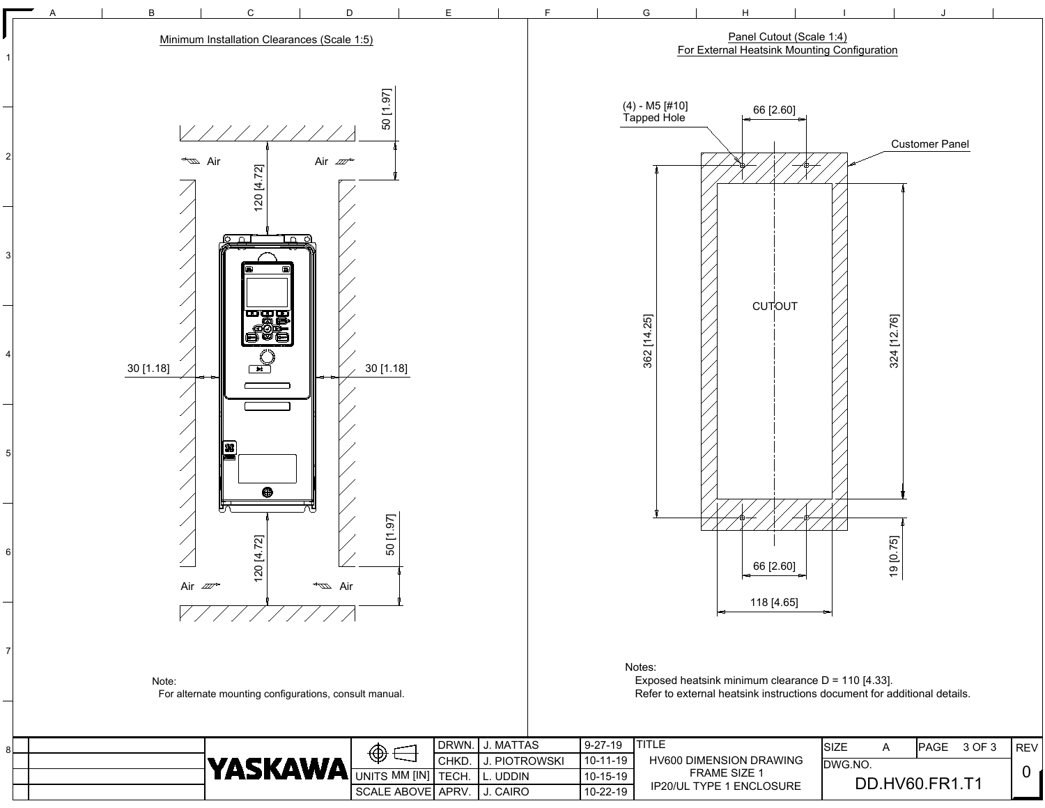## Minimum Installation Clearances (Scale 1:5)

50 [1.97]

Air

Air

120 [4.72]

30 [1.18]

30 [1.18]

120 [4.72]

50 [1.97]

Air

Air

Note:
For alternate mounting configurations, consult manual.

## Panel Cutout (Scale 1:4)
## For External Heatsink Mounting Configuration

(4) - M5 [#10]
Tapped Hole

66 [2.60]

Customer Panel

362 [14.25]

CUTOUT

324 [12.76]

66 [2.60]

19 [0.75]

118 [4.65]

Notes:
Exposed heatsink minimum clearance D = 110 [4.33].
Refer to external heatsink instructions document for additional details.

| | | | | | |
|---|---|---|---|---|---|
| YASKAWA | | DRWN. | J. MATTAS | 9-27-19 | TITLE: HV600 DIMENSION DRAWING FRAME SIZE 1 IP20/UL TYPE 1 ENCLOSURE |
| | | CHKD. | J. PIOTROWSKI | 10-11-19 | SIZE: A |
| | UNITS MM [IN] | TECH. | L. UDDIN | 10-15-19 | DWG.NO. DD.HV60.FR1.T1 |
| | SCALE ABOVE | APRV. | J. CAIRO | 10-22-19 | REV 0 |